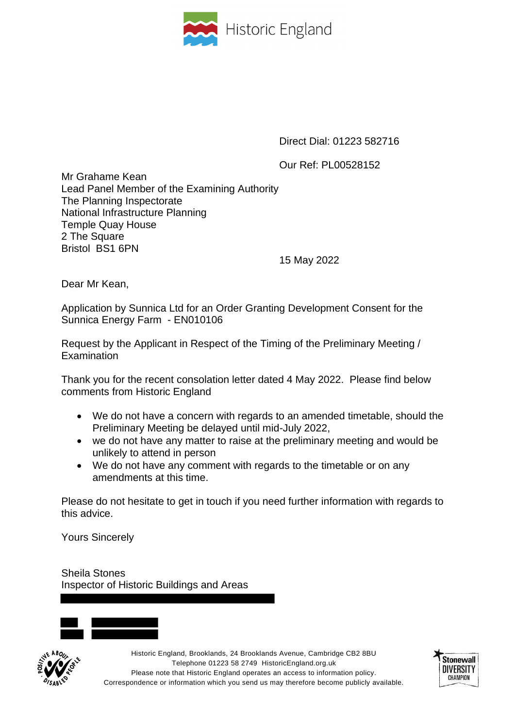Historic England

Direct Dial: 01223 582716

Our Ref: PL00528152

Mr Grahame Kean
Lead Panel Member of the Examining Authority
The Planning Inspectorate
National Infrastructure Planning
Temple Quay House
2 The Square
Bristol BS1 6PN

15 May 2022

Dear Mr Kean,

Application by Sunnica Ltd for an Order Granting Development Consent for the Sunnica Energy Farm - EN010106

Request by the Applicant in Respect of the Timing of the Preliminary Meeting / Examination

Thank you for the recent consolation letter dated 4 May 2022. Please find below comments from Historic England

- We do not have a concern with regards to an amended timetable, should the Preliminary Meeting be delayed until mid-July 2022,
- we do not have any matter to raise at the preliminary meeting and would be unlikely to attend in person
- We do not have any comment with regards to the timetable or on any amendments at this time.

Please do not hesitate to get in touch if you need further information with regards to this advice.

Yours Sincerely

Sheila Stones
Inspector of Historic Buildings and Areas

Historic England, Brooklands, 24 Brooklands Avenue, Cambridge CB2 8BU
Telephone 01223 58 2749 HistoricEngland.org.uk
Please note that Historic England operates an access to information policy.
Correspondence or information which you send us may therefore become publicly available.